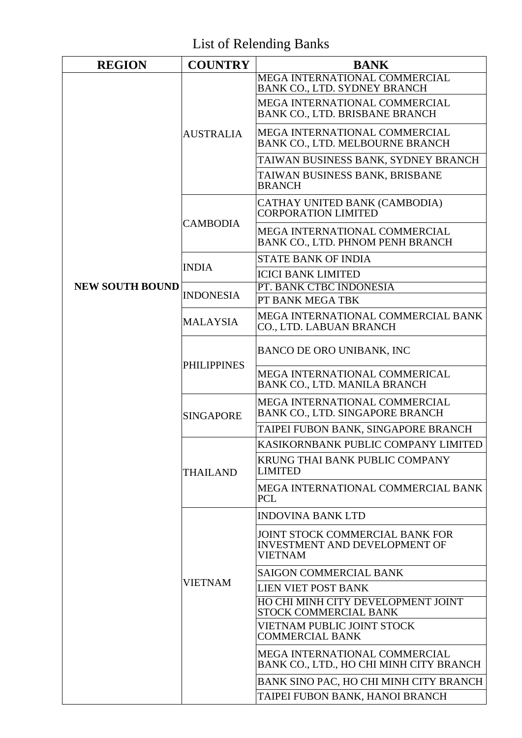# List of Relending Banks

| REGION | COUNTRY | BANK |
|---|---|---|
| NEW SOUTH BOUND | AUSTRALIA | MEGA INTERNATIONAL COMMERCIAL BANK CO., LTD. SYDNEY BRANCH |
| | | MEGA INTERNATIONAL COMMERCIAL BANK CO., LTD. BRISBANE BRANCH |
| | | MEGA INTERNATIONAL COMMERCIAL BANK CO., LTD. MELBOURNE BRANCH |
| | | TAIWAN BUSINESS BANK, SYDNEY BRANCH |
| | | TAIWAN BUSINESS BANK, BRISBANE BRANCH |
| | CAMBODIA | CATHAY UNITED BANK (CAMBODIA) CORPORATION LIMITED |
| | | MEGA INTERNATIONAL COMMERCIAL BANK CO., LTD. PHNOM PENH BRANCH |
| | INDIA | STATE BANK OF INDIA |
| | | ICICI BANK LIMITED |
| | INDONESIA | PT. BANK CTBC INDONESIA |
| | | PT BANK MEGA TBK |
| | MALAYSIA | MEGA INTERNATIONAL COMMERCIAL BANK CO., LTD. LABUAN BRANCH |
| | PHILIPPINES | BANCO DE ORO UNIBANK, INC |
| | | MEGA INTERNATIONAL COMMERICAL BANK CO., LTD. MANILA BRANCH |
| | SINGAPORE | MEGA INTERNATIONAL COMMERCIAL BANK CO., LTD. SINGAPORE BRANCH |
| | | TAIPEI FUBON BANK, SINGAPORE BRANCH |
| | THAILAND | KASIKORNBANK PUBLIC COMPANY LIMITED |
| | | KRUNG THAI BANK PUBLIC COMPANY LIMITED |
| | | MEGA INTERNATIONAL COMMERCIAL BANK PCL |
| | VIETNAM | INDOVINA BANK LTD |
| | | JOINT STOCK COMMERCIAL BANK FOR INVESTMENT AND DEVELOPMENT OF VIETNAM |
| | | SAIGON COMMERCIAL BANK |
| | | LIEN VIET POST BANK |
| | | HO CHI MINH CITY DEVELOPMENT JOINT STOCK COMMERCIAL BANK |
| | | VIETNAM PUBLIC JOINT STOCK COMMERCIAL BANK |
| | | MEGA INTERNATIONAL COMMERCIAL BANK CO., LTD., HO CHI MINH CITY BRANCH |
| | | BANK SINO PAC, HO CHI MINH CITY BRANCH |
| | | TAIPEI FUBON BANK, HANOI BRANCH |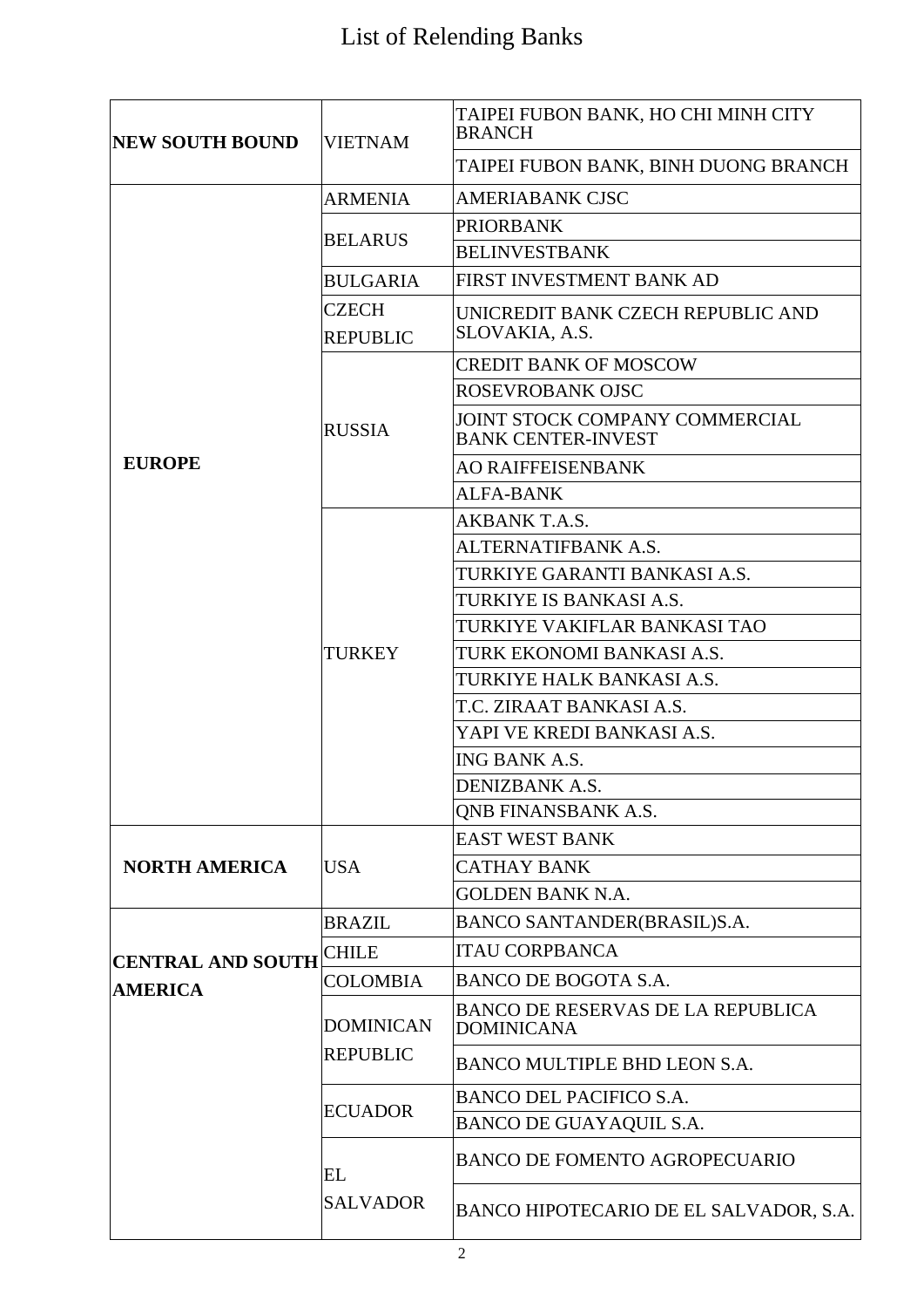# List of Relending Banks

| Region | Country | Bank |
|---|---|---|
| **NEW SOUTH BOUND** | VIETNAM | TAIPEI FUBON BANK, HO CHI MINH CITY BRANCH |
| | | TAIPEI FUBON BANK, BINH DUONG BRANCH |
| **EUROPE** | ARMENIA | AMERIABANK CJSC |
| | BELARUS | PRIORBANK |
| | | BELINVESTBANK |
| | BULGARIA | FIRST INVESTMENT BANK AD |
| | CZECH REPUBLIC | UNICREDIT BANK CZECH REPUBLIC AND SLOVAKIA, A.S. |
| | RUSSIA | CREDIT BANK OF MOSCOW |
| | | ROSEVROBANK OJSC |
| | | JOINT STOCK COMPANY COMMERCIAL BANK CENTER-INVEST |
| | | AO RAIFFEISENBANK |
| | | ALFA-BANK |
| | TURKEY | AKBANK T.A.S. |
| | | ALTERNATIFBANK A.S. |
| | | TURKIYE GARANTI BANKASI A.S. |
| | | TURKIYE IS BANKASI A.S. |
| | | TURKIYE VAKIFLAR BANKASI TAO |
| | | TURK EKONOMI BANKASI A.S. |
| | | TURKIYE HALK BANKASI A.S. |
| | | T.C. ZIRAAT BANKASI A.S. |
| | | YAPI VE KREDI BANKASI A.S. |
| | | ING BANK A.S. |
| | | DENIZBANK A.S. |
| | | QNB FINANSBANK A.S. |
| **NORTH AMERICA** | USA | EAST WEST BANK |
| | | CATHAY BANK |
| | | GOLDEN BANK N.A. |
| **CENTRAL AND SOUTH AMERICA** | BRAZIL | BANCO SANTANDER(BRASIL)S.A. |
| | CHILE | ITAU CORPBANCA |
| | COLOMBIA | BANCO DE BOGOTA S.A. |
| | DOMINICAN REPUBLIC | BANCO DE RESERVAS DE LA REPUBLICA DOMINICANA |
| | | BANCO MULTIPLE BHD LEON S.A. |
| | ECUADOR | BANCO DEL PACIFICO S.A. |
| | | BANCO DE GUAYAQUIL S.A. |
| | EL SALVADOR | BANCO DE FOMENTO AGROPECUARIO |
| | | BANCO HIPOTECARIO DE EL SALVADOR, S.A. |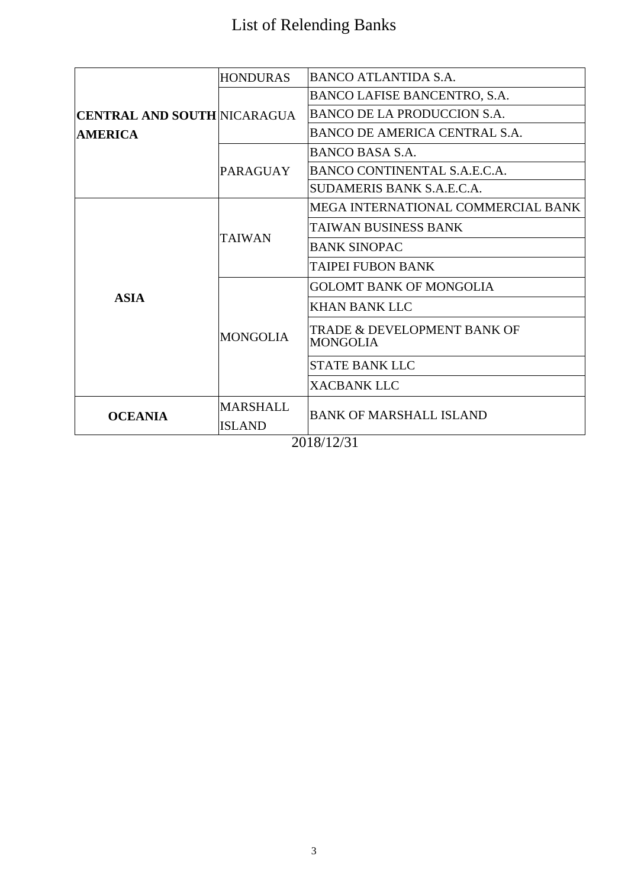# List of Relending Banks

| | | |
|---|---|---|
| **CENTRAL AND SOUTH AMERICA** | HONDURAS | BANCO ATLANTIDA S.A. |
| | NICARAGUA | BANCO LAFISE BANCENTRO, S.A. |
| | | BANCO DE LA PRODUCCION S.A. |
| | | BANCO DE AMERICA CENTRAL S.A. |
| | PARAGUAY | BANCO BASA S.A. |
| | | BANCO CONTINENTAL S.A.E.C.A. |
| | | SUDAMERIS BANK S.A.E.C.A. |
| **ASIA** | TAIWAN | MEGA INTERNATIONAL COMMERCIAL BANK |
| | | TAIWAN BUSINESS BANK |
| | | BANK SINOPAC |
| | | TAIPEI FUBON BANK |
| | MONGOLIA | GOLOMT BANK OF MONGOLIA |
| | | KHAN BANK LLC |
| | | TRADE & DEVELOPMENT BANK OF MONGOLIA |
| | | STATE BANK LLC |
| | | XACBANK LLC |
| **OCEANIA** | MARSHALL ISLAND | BANK OF MARSHALL ISLAND |

2018/12/31